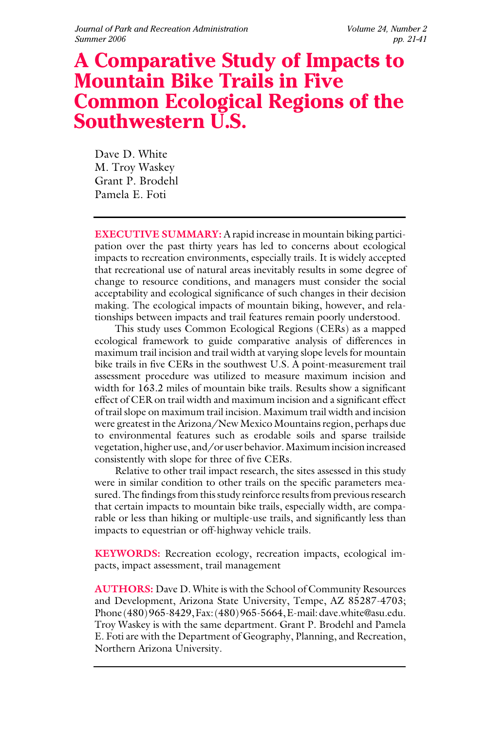# A Comparative Study of Impacts to Mountain Bike Trails in Five Common Ecological Regions of the Southwestern U.S.

Dave D. White
M. Troy Waskey
Grant P. Brodehl
Pamela E. Foti

**EXECUTIVE SUMMARY:** A rapid increase in mountain biking participation over the past thirty years has led to concerns about ecological impacts to recreation environments, especially trails. It is widely accepted that recreational use of natural areas inevitably results in some degree of change to resource conditions, and managers must consider the social acceptability and ecological significance of such changes in their decision making. The ecological impacts of mountain biking, however, and relationships between impacts and trail features remain poorly understood.

This study uses Common Ecological Regions (CERs) as a mapped ecological framework to guide comparative analysis of differences in maximum trail incision and trail width at varying slope levels for mountain bike trails in five CERs in the southwest U.S. A point-measurement trail assessment procedure was utilized to measure maximum incision and width for 163.2 miles of mountain bike trails. Results show a significant effect of CER on trail width and maximum incision and a significant effect of trail slope on maximum trail incision. Maximum trail width and incision were greatest in the Arizona/New Mexico Mountains region, perhaps due to environmental features such as erodable soils and sparse trailside vegetation, higher use, and/or user behavior. Maximum incision increased consistently with slope for three of five CERs.

Relative to other trail impact research, the sites assessed in this study were in similar condition to other trails on the specific parameters measured. The findings from this study reinforce results from previous research that certain impacts to mountain bike trails, especially width, are comparable or less than hiking or multiple-use trails, and significantly less than impacts to equestrian or off-highway vehicle trails.

**KEYWORDS:** Recreation ecology, recreation impacts, ecological impacts, impact assessment, trail management

**AUTHORS:** Dave D. White is with the School of Community Resources and Development, Arizona State University, Tempe, AZ 85287-4703; Phone (480) 965-8429, Fax: (480) 965-5664, E-mail: dave.white@asu.edu. Troy Waskey is with the same department. Grant P. Brodehl and Pamela E. Foti are with the Department of Geography, Planning, and Recreation, Northern Arizona University.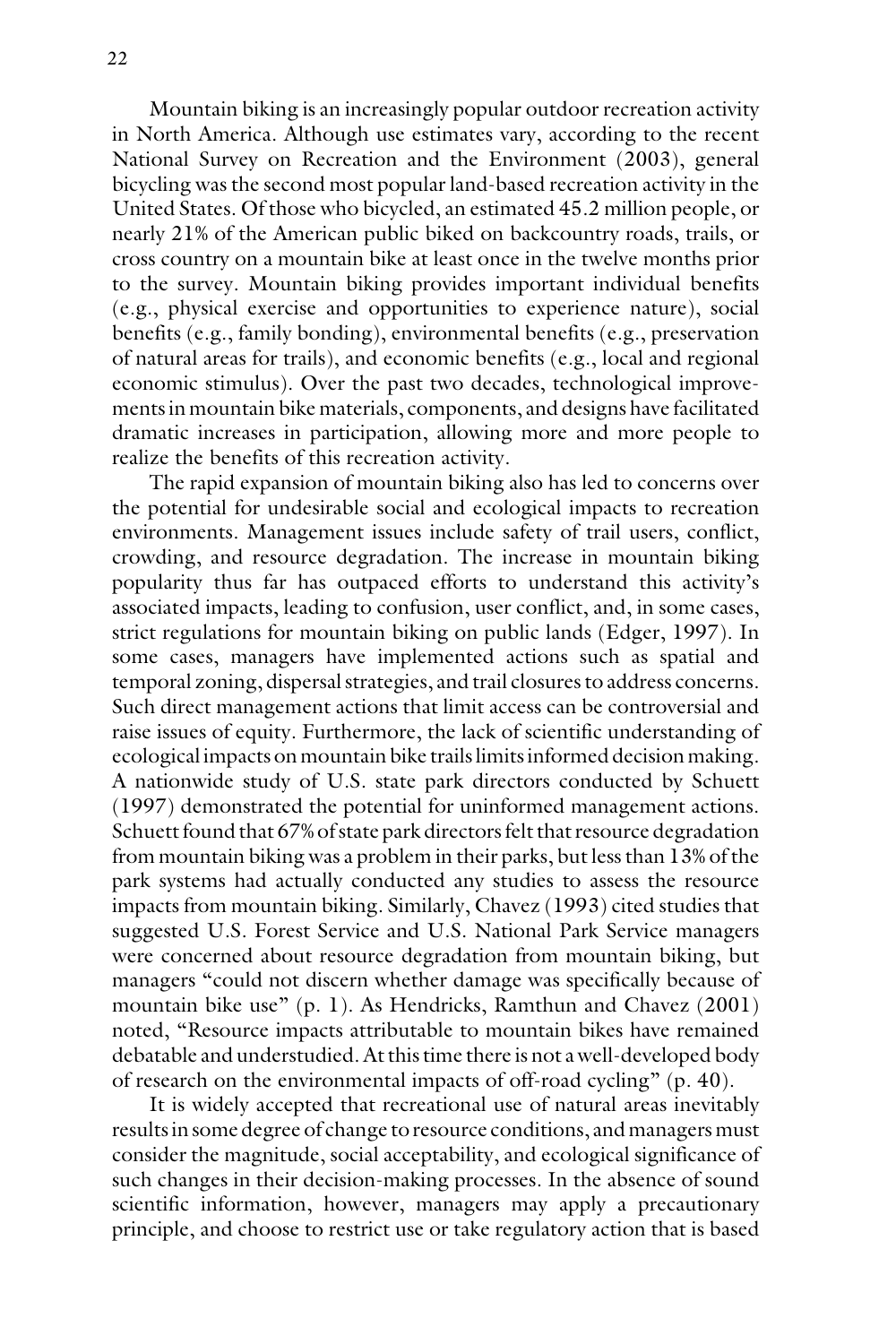Mountain biking is an increasingly popular outdoor recreation activity in North America. Although use estimates vary, according to the recent National Survey on Recreation and the Environment (2003), general bicycling was the second most popular land-based recreation activity in the United States. Of those who bicycled, an estimated 45.2 million people, or nearly 21% of the American public biked on backcountry roads, trails, or cross country on a mountain bike at least once in the twelve months prior to the survey. Mountain biking provides important individual benefits (e.g., physical exercise and opportunities to experience nature), social benefits (e.g., family bonding), environmental benefits (e.g., preservation of natural areas for trails), and economic benefits (e.g., local and regional economic stimulus). Over the past two decades, technological improvements in mountain bike materials, components, and designs have facilitated dramatic increases in participation, allowing more and more people to realize the benefits of this recreation activity.

The rapid expansion of mountain biking also has led to concerns over the potential for undesirable social and ecological impacts to recreation environments. Management issues include safety of trail users, conflict, crowding, and resource degradation. The increase in mountain biking popularity thus far has outpaced efforts to understand this activity's associated impacts, leading to confusion, user conflict, and, in some cases, strict regulations for mountain biking on public lands (Edger, 1997). In some cases, managers have implemented actions such as spatial and temporal zoning, dispersal strategies, and trail closures to address concerns. Such direct management actions that limit access can be controversial and raise issues of equity. Furthermore, the lack of scientific understanding of ecological impacts on mountain bike trails limits informed decision making. A nationwide study of U.S. state park directors conducted by Schuett (1997) demonstrated the potential for uninformed management actions. Schuett found that 67% of state park directors felt that resource degradation from mountain biking was a problem in their parks, but less than 13% of the park systems had actually conducted any studies to assess the resource impacts from mountain biking. Similarly, Chavez (1993) cited studies that suggested U.S. Forest Service and U.S. National Park Service managers were concerned about resource degradation from mountain biking, but managers "could not discern whether damage was specifically because of mountain bike use" (p. 1). As Hendricks, Ramthun and Chavez (2001) noted, "Resource impacts attributable to mountain bikes have remained debatable and understudied. At this time there is not a well-developed body of research on the environmental impacts of off-road cycling" (p. 40).

It is widely accepted that recreational use of natural areas inevitably results in some degree of change to resource conditions, and managers must consider the magnitude, social acceptability, and ecological significance of such changes in their decision-making processes. In the absence of sound scientific information, however, managers may apply a precautionary principle, and choose to restrict use or take regulatory action that is based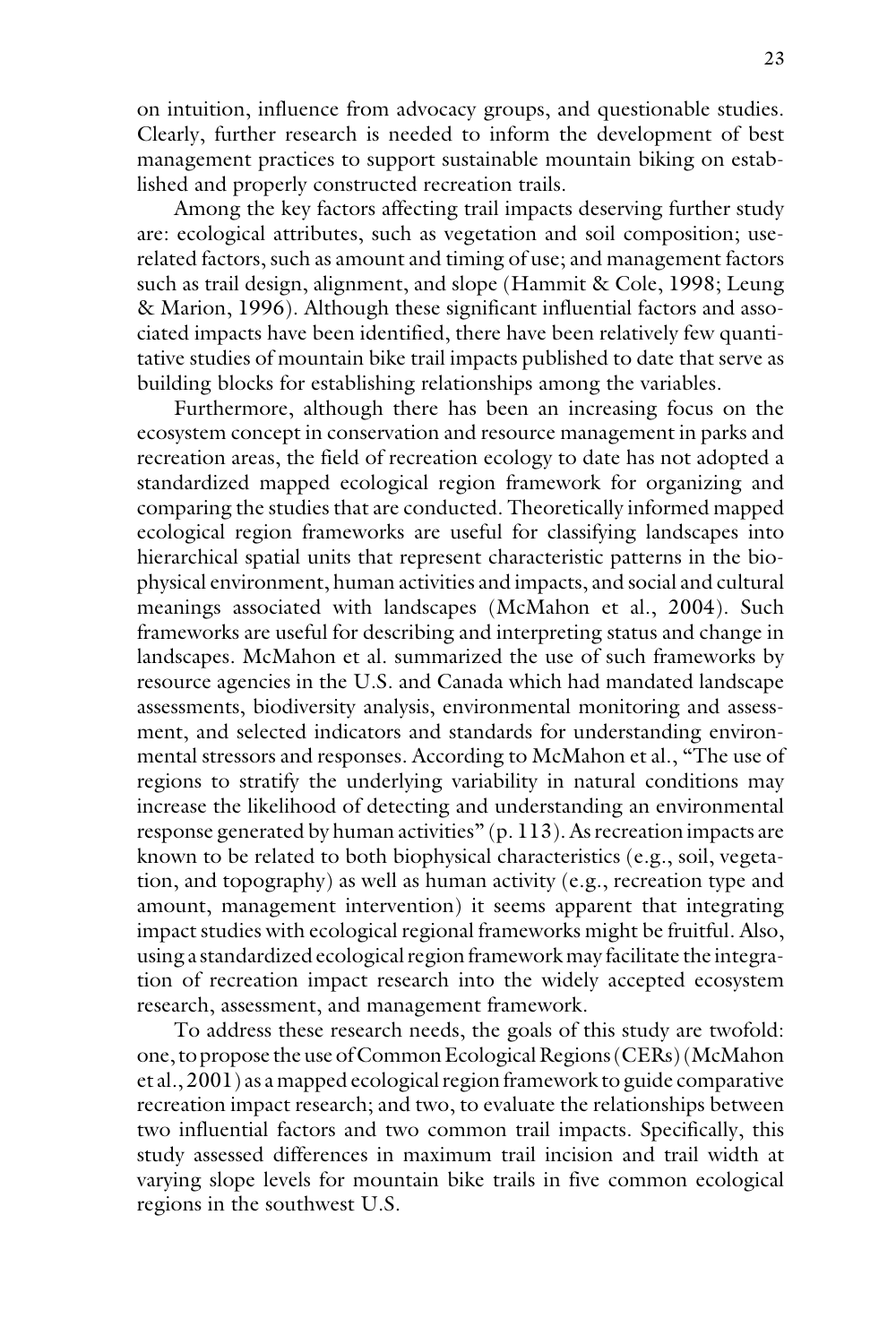on intuition, influence from advocacy groups, and questionable studies. Clearly, further research is needed to inform the development of best management practices to support sustainable mountain biking on established and properly constructed recreation trails.

Among the key factors affecting trail impacts deserving further study are: ecological attributes, such as vegetation and soil composition; use-related factors, such as amount and timing of use; and management factors such as trail design, alignment, and slope (Hammit & Cole, 1998; Leung & Marion, 1996). Although these significant influential factors and associated impacts have been identified, there have been relatively few quantitative studies of mountain bike trail impacts published to date that serve as building blocks for establishing relationships among the variables.

Furthermore, although there has been an increasing focus on the ecosystem concept in conservation and resource management in parks and recreation areas, the field of recreation ecology to date has not adopted a standardized mapped ecological region framework for organizing and comparing the studies that are conducted. Theoretically informed mapped ecological region frameworks are useful for classifying landscapes into hierarchical spatial units that represent characteristic patterns in the biophysical environment, human activities and impacts, and social and cultural meanings associated with landscapes (McMahon et al., 2004). Such frameworks are useful for describing and interpreting status and change in landscapes. McMahon et al. summarized the use of such frameworks by resource agencies in the U.S. and Canada which had mandated landscape assessments, biodiversity analysis, environmental monitoring and assessment, and selected indicators and standards for understanding environmental stressors and responses. According to McMahon et al., "The use of regions to stratify the underlying variability in natural conditions may increase the likelihood of detecting and understanding an environmental response generated by human activities" (p. 113). As recreation impacts are known to be related to both biophysical characteristics (e.g., soil, vegetation, and topography) as well as human activity (e.g., recreation type and amount, management intervention) it seems apparent that integrating impact studies with ecological regional frameworks might be fruitful. Also, using a standardized ecological region framework may facilitate the integration of recreation impact research into the widely accepted ecosystem research, assessment, and management framework.

To address these research needs, the goals of this study are twofold: one, to propose the use of Common Ecological Regions (CERs) (McMahon et al., 2001) as a mapped ecological region framework to guide comparative recreation impact research; and two, to evaluate the relationships between two influential factors and two common trail impacts. Specifically, this study assessed differences in maximum trail incision and trail width at varying slope levels for mountain bike trails in five common ecological regions in the southwest U.S.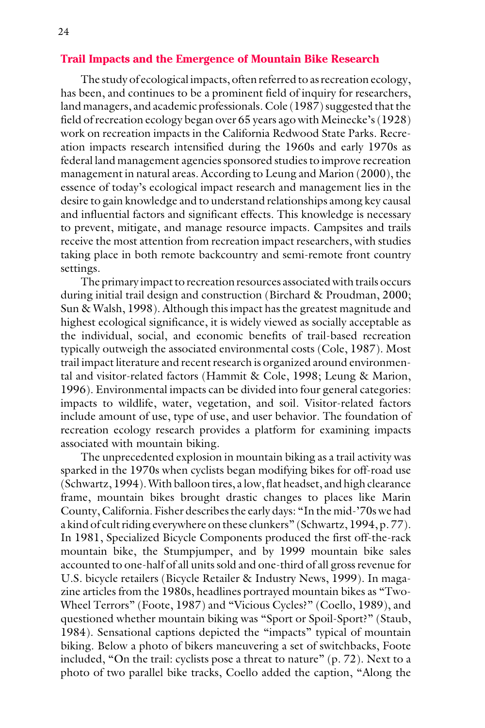## Trail Impacts and the Emergence of Mountain Bike Research

The study of ecological impacts, often referred to as recreation ecology, has been, and continues to be a prominent field of inquiry for researchers, land managers, and academic professionals. Cole (1987) suggested that the field of recreation ecology began over 65 years ago with Meinecke's (1928) work on recreation impacts in the California Redwood State Parks. Recreation impacts research intensified during the 1960s and early 1970s as federal land management agencies sponsored studies to improve recreation management in natural areas. According to Leung and Marion (2000), the essence of today's ecological impact research and management lies in the desire to gain knowledge and to understand relationships among key causal and influential factors and significant effects. This knowledge is necessary to prevent, mitigate, and manage resource impacts. Campsites and trails receive the most attention from recreation impact researchers, with studies taking place in both remote backcountry and semi-remote front country settings.

The primary impact to recreation resources associated with trails occurs during initial trail design and construction (Birchard & Proudman, 2000; Sun & Walsh, 1998). Although this impact has the greatest magnitude and highest ecological significance, it is widely viewed as socially acceptable as the individual, social, and economic benefits of trail-based recreation typically outweigh the associated environmental costs (Cole, 1987). Most trail impact literature and recent research is organized around environmental and visitor-related factors (Hammit & Cole, 1998; Leung & Marion, 1996). Environmental impacts can be divided into four general categories: impacts to wildlife, water, vegetation, and soil. Visitor-related factors include amount of use, type of use, and user behavior. The foundation of recreation ecology research provides a platform for examining impacts associated with mountain biking.

The unprecedented explosion in mountain biking as a trail activity was sparked in the 1970s when cyclists began modifying bikes for off-road use (Schwartz, 1994). With balloon tires, a low, flat headset, and high clearance frame, mountain bikes brought drastic changes to places like Marin County, California. Fisher describes the early days: "In the mid-'70s we had a kind of cult riding everywhere on these clunkers" (Schwartz, 1994, p. 77). In 1981, Specialized Bicycle Components produced the first off-the-rack mountain bike, the Stumpjumper, and by 1999 mountain bike sales accounted to one-half of all units sold and one-third of all gross revenue for U.S. bicycle retailers (Bicycle Retailer & Industry News, 1999). In magazine articles from the 1980s, headlines portrayed mountain bikes as "Two-Wheel Terrors" (Foote, 1987) and "Vicious Cycles?" (Coello, 1989), and questioned whether mountain biking was "Sport or Spoil-Sport?" (Staub, 1984). Sensational captions depicted the "impacts" typical of mountain biking. Below a photo of bikers maneuvering a set of switchbacks, Foote included, "On the trail: cyclists pose a threat to nature" (p. 72). Next to a photo of two parallel bike tracks, Coello added the caption, "Along the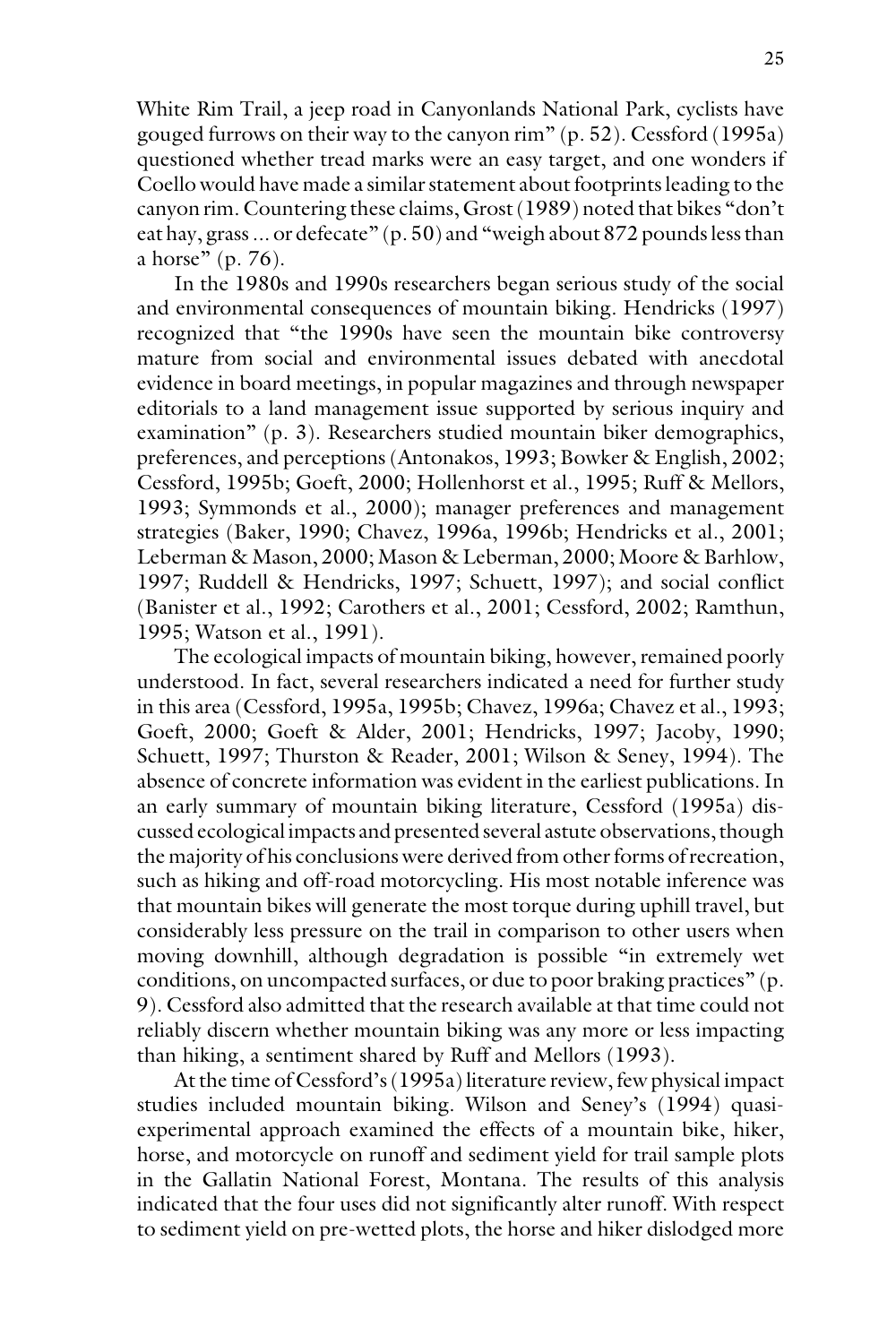White Rim Trail, a jeep road in Canyonlands National Park, cyclists have gouged furrows on their way to the canyon rim" (p. 52). Cessford (1995a) questioned whether tread marks were an easy target, and one wonders if Coello would have made a similar statement about footprints leading to the canyon rim. Countering these claims, Grost (1989) noted that bikes "don't eat hay, grass ... or defecate" (p. 50) and "weigh about 872 pounds less than a horse" (p. 76).

In the 1980s and 1990s researchers began serious study of the social and environmental consequences of mountain biking. Hendricks (1997) recognized that "the 1990s have seen the mountain bike controversy mature from social and environmental issues debated with anecdotal evidence in board meetings, in popular magazines and through newspaper editorials to a land management issue supported by serious inquiry and examination" (p. 3). Researchers studied mountain biker demographics, preferences, and perceptions (Antonakos, 1993; Bowker & English, 2002; Cessford, 1995b; Goeft, 2000; Hollenhorst et al., 1995; Ruff & Mellors, 1993; Symmonds et al., 2000); manager preferences and management strategies (Baker, 1990; Chavez, 1996a, 1996b; Hendricks et al., 2001; Leberman & Mason, 2000; Mason & Leberman, 2000; Moore & Barhlow, 1997; Ruddell & Hendricks, 1997; Schuett, 1997); and social conflict (Banister et al., 1992; Carothers et al., 2001; Cessford, 2002; Ramthun, 1995; Watson et al., 1991).

The ecological impacts of mountain biking, however, remained poorly understood. In fact, several researchers indicated a need for further study in this area (Cessford, 1995a, 1995b; Chavez, 1996a; Chavez et al., 1993; Goeft, 2000; Goeft & Alder, 2001; Hendricks, 1997; Jacoby, 1990; Schuett, 1997; Thurston & Reader, 2001; Wilson & Seney, 1994). The absence of concrete information was evident in the earliest publications. In an early summary of mountain biking literature, Cessford (1995a) discussed ecological impacts and presented several astute observations, though the majority of his conclusions were derived from other forms of recreation, such as hiking and off-road motorcycling. His most notable inference was that mountain bikes will generate the most torque during uphill travel, but considerably less pressure on the trail in comparison to other users when moving downhill, although degradation is possible "in extremely wet conditions, on uncompacted surfaces, or due to poor braking practices" (p. 9). Cessford also admitted that the research available at that time could not reliably discern whether mountain biking was any more or less impacting than hiking, a sentiment shared by Ruff and Mellors (1993).

At the time of Cessford's (1995a) literature review, few physical impact studies included mountain biking. Wilson and Seney's (1994) quasi-experimental approach examined the effects of a mountain bike, hiker, horse, and motorcycle on runoff and sediment yield for trail sample plots in the Gallatin National Forest, Montana. The results of this analysis indicated that the four uses did not significantly alter runoff. With respect to sediment yield on pre-wetted plots, the horse and hiker dislodged more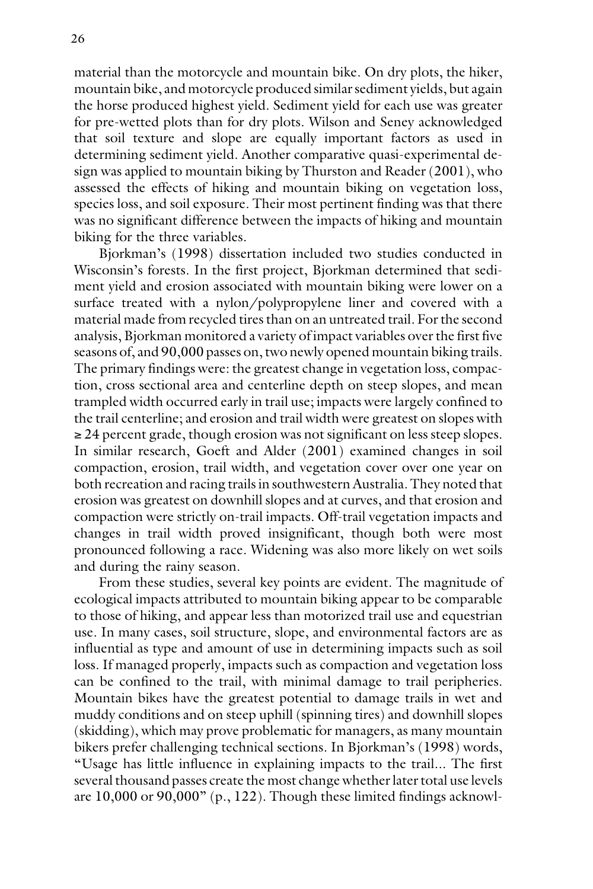material than the motorcycle and mountain bike. On dry plots, the hiker, mountain bike, and motorcycle produced similar sediment yields, but again the horse produced highest yield. Sediment yield for each use was greater for pre-wetted plots than for dry plots. Wilson and Seney acknowledged that soil texture and slope are equally important factors as used in determining sediment yield. Another comparative quasi-experimental design was applied to mountain biking by Thurston and Reader (2001), who assessed the effects of hiking and mountain biking on vegetation loss, species loss, and soil exposure. Their most pertinent finding was that there was no significant difference between the impacts of hiking and mountain biking for the three variables.

Bjorkman's (1998) dissertation included two studies conducted in Wisconsin's forests. In the first project, Bjorkman determined that sediment yield and erosion associated with mountain biking were lower on a surface treated with a nylon/polypropylene liner and covered with a material made from recycled tires than on an untreated trail. For the second analysis, Bjorkman monitored a variety of impact variables over the first five seasons of, and 90,000 passes on, two newly opened mountain biking trails. The primary findings were: the greatest change in vegetation loss, compaction, cross sectional area and centerline depth on steep slopes, and mean trampled width occurred early in trail use; impacts were largely confined to the trail centerline; and erosion and trail width were greatest on slopes with ≥ 24 percent grade, though erosion was not significant on less steep slopes. In similar research, Goeft and Alder (2001) examined changes in soil compaction, erosion, trail width, and vegetation cover over one year on both recreation and racing trails in southwestern Australia. They noted that erosion was greatest on downhill slopes and at curves, and that erosion and compaction were strictly on-trail impacts. Off-trail vegetation impacts and changes in trail width proved insignificant, though both were most pronounced following a race. Widening was also more likely on wet soils and during the rainy season.

From these studies, several key points are evident. The magnitude of ecological impacts attributed to mountain biking appear to be comparable to those of hiking, and appear less than motorized trail use and equestrian use. In many cases, soil structure, slope, and environmental factors are as influential as type and amount of use in determining impacts such as soil loss. If managed properly, impacts such as compaction and vegetation loss can be confined to the trail, with minimal damage to trail peripheries. Mountain bikes have the greatest potential to damage trails in wet and muddy conditions and on steep uphill (spinning tires) and downhill slopes (skidding), which may prove problematic for managers, as many mountain bikers prefer challenging technical sections. In Bjorkman's (1998) words, "Usage has little influence in explaining impacts to the trail... The first several thousand passes create the most change whether later total use levels are 10,000 or 90,000" (p., 122). Though these limited findings acknowl-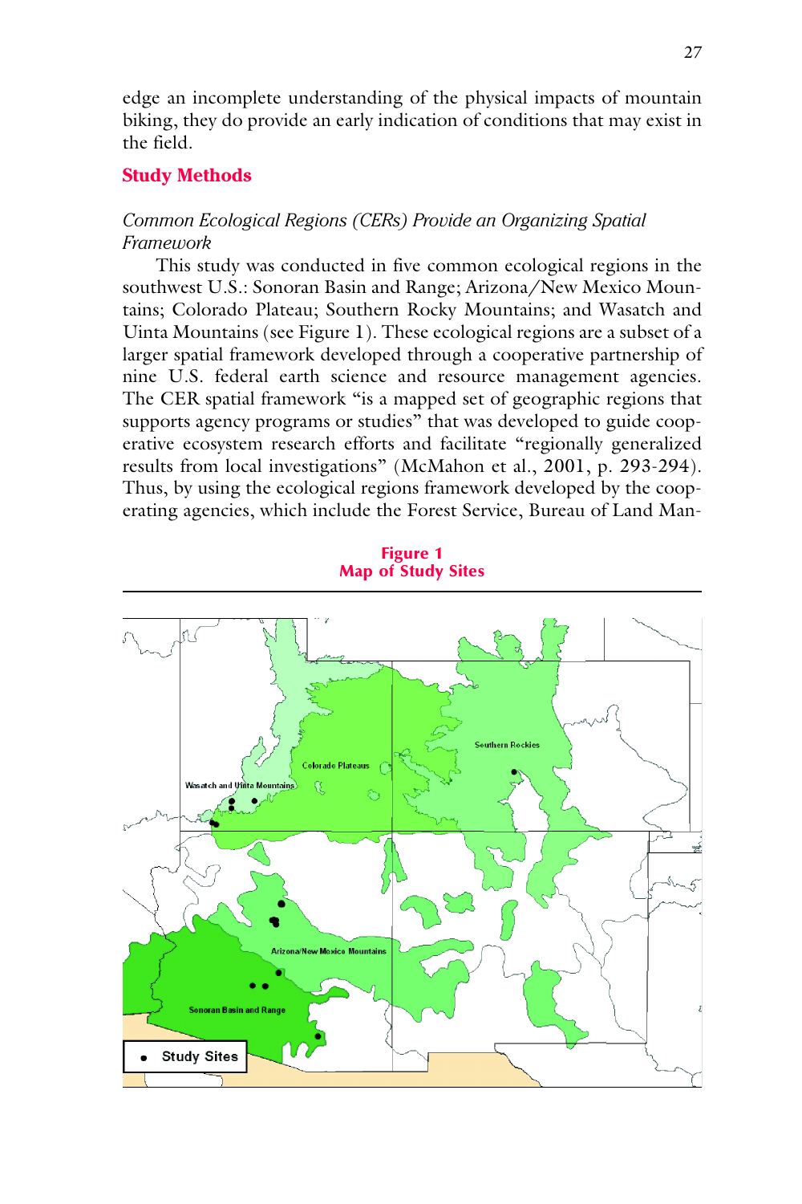edge an incomplete understanding of the physical impacts of mountain biking, they do provide an early indication of conditions that may exist in the field.

## Study Methods

### *Common Ecological Regions (CERs) Provide an Organizing Spatial Framework*

This study was conducted in five common ecological regions in the southwest U.S.: Sonoran Basin and Range; Arizona/New Mexico Mountains; Colorado Plateau; Southern Rocky Mountains; and Wasatch and Uinta Mountains (see Figure 1). These ecological regions are a subset of a larger spatial framework developed through a cooperative partnership of nine U.S. federal earth science and resource management agencies. The CER spatial framework "is a mapped set of geographic regions that supports agency programs or studies" that was developed to guide cooperative ecosystem research efforts and facilitate "regionally generalized results from local investigations" (McMahon et al., 2001, p. 293-294). Thus, by using the ecological regions framework developed by the cooperating agencies, which include the Forest Service, Bureau of Land Man-

**Figure 1**
**Map of Study Sites**

Southern Rockies

Colorado Plateaus

Wasatch and Uinta Mountains

Arizona/New Mexico Mountains

Sonoran Basin and Range

• Study Sites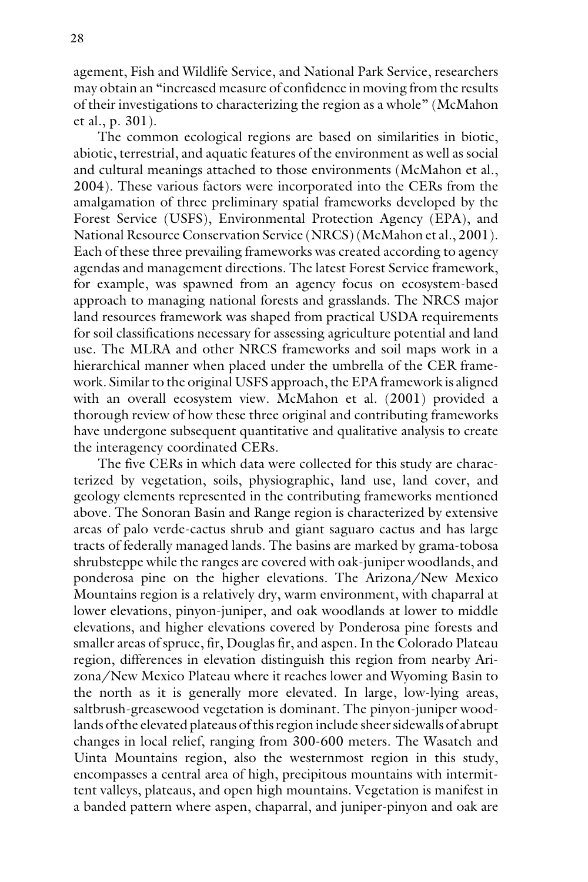agement, Fish and Wildlife Service, and National Park Service, researchers may obtain an "increased measure of confidence in moving from the results of their investigations to characterizing the region as a whole" (McMahon et al., p. 301).

The common ecological regions are based on similarities in biotic, abiotic, terrestrial, and aquatic features of the environment as well as social and cultural meanings attached to those environments (McMahon et al., 2004). These various factors were incorporated into the CERs from the amalgamation of three preliminary spatial frameworks developed by the Forest Service (USFS), Environmental Protection Agency (EPA), and National Resource Conservation Service (NRCS) (McMahon et al., 2001). Each of these three prevailing frameworks was created according to agency agendas and management directions. The latest Forest Service framework, for example, was spawned from an agency focus on ecosystem-based approach to managing national forests and grasslands. The NRCS major land resources framework was shaped from practical USDA requirements for soil classifications necessary for assessing agriculture potential and land use. The MLRA and other NRCS frameworks and soil maps work in a hierarchical manner when placed under the umbrella of the CER framework. Similar to the original USFS approach, the EPA framework is aligned with an overall ecosystem view. McMahon et al. (2001) provided a thorough review of how these three original and contributing frameworks have undergone subsequent quantitative and qualitative analysis to create the interagency coordinated CERs.

The five CERs in which data were collected for this study are characterized by vegetation, soils, physiographic, land use, land cover, and geology elements represented in the contributing frameworks mentioned above. The Sonoran Basin and Range region is characterized by extensive areas of palo verde-cactus shrub and giant saguaro cactus and has large tracts of federally managed lands. The basins are marked by grama-tobosa shrubsteppe while the ranges are covered with oak-juniper woodlands, and ponderosa pine on the higher elevations. The Arizona/New Mexico Mountains region is a relatively dry, warm environment, with chaparral at lower elevations, pinyon-juniper, and oak woodlands at lower to middle elevations, and higher elevations covered by Ponderosa pine forests and smaller areas of spruce, fir, Douglas fir, and aspen. In the Colorado Plateau region, differences in elevation distinguish this region from nearby Arizona/New Mexico Plateau where it reaches lower and Wyoming Basin to the north as it is generally more elevated. In large, low-lying areas, saltbrush-greasewood vegetation is dominant. The pinyon-juniper woodlands of the elevated plateaus of this region include sheer sidewalls of abrupt changes in local relief, ranging from 300-600 meters. The Wasatch and Uinta Mountains region, also the westernmost region in this study, encompasses a central area of high, precipitous mountains with intermittent valleys, plateaus, and open high mountains. Vegetation is manifest in a banded pattern where aspen, chaparral, and juniper-pinyon and oak are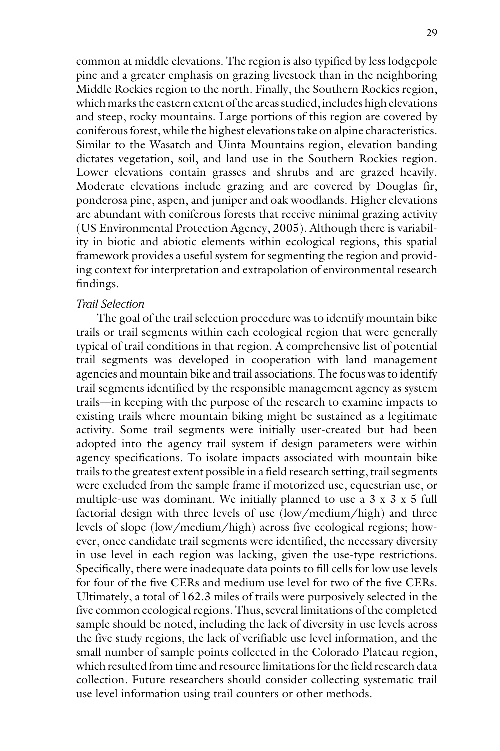common at middle elevations. The region is also typified by less lodgepole pine and a greater emphasis on grazing livestock than in the neighboring Middle Rockies region to the north. Finally, the Southern Rockies region, which marks the eastern extent of the areas studied, includes high elevations and steep, rocky mountains. Large portions of this region are covered by coniferous forest, while the highest elevations take on alpine characteristics. Similar to the Wasatch and Uinta Mountains region, elevation banding dictates vegetation, soil, and land use in the Southern Rockies region. Lower elevations contain grasses and shrubs and are grazed heavily. Moderate elevations include grazing and are covered by Douglas fir, ponderosa pine, aspen, and juniper and oak woodlands. Higher elevations are abundant with coniferous forests that receive minimal grazing activity (US Environmental Protection Agency, 2005). Although there is variability in biotic and abiotic elements within ecological regions, this spatial framework provides a useful system for segmenting the region and providing context for interpretation and extrapolation of environmental research findings.

### *Trail Selection*

The goal of the trail selection procedure was to identify mountain bike trails or trail segments within each ecological region that were generally typical of trail conditions in that region. A comprehensive list of potential trail segments was developed in cooperation with land management agencies and mountain bike and trail associations. The focus was to identify trail segments identified by the responsible management agency as system trails—in keeping with the purpose of the research to examine impacts to existing trails where mountain biking might be sustained as a legitimate activity. Some trail segments were initially user-created but had been adopted into the agency trail system if design parameters were within agency specifications. To isolate impacts associated with mountain bike trails to the greatest extent possible in a field research setting, trail segments were excluded from the sample frame if motorized use, equestrian use, or multiple-use was dominant. We initially planned to use a 3 x 3 x 5 full factorial design with three levels of use (low/medium/high) and three levels of slope (low/medium/high) across five ecological regions; however, once candidate trail segments were identified, the necessary diversity in use level in each region was lacking, given the use-type restrictions. Specifically, there were inadequate data points to fill cells for low use levels for four of the five CERs and medium use level for two of the five CERs. Ultimately, a total of 162.3 miles of trails were purposively selected in the five common ecological regions. Thus, several limitations of the completed sample should be noted, including the lack of diversity in use levels across the five study regions, the lack of verifiable use level information, and the small number of sample points collected in the Colorado Plateau region, which resulted from time and resource limitations for the field research data collection. Future researchers should consider collecting systematic trail use level information using trail counters or other methods.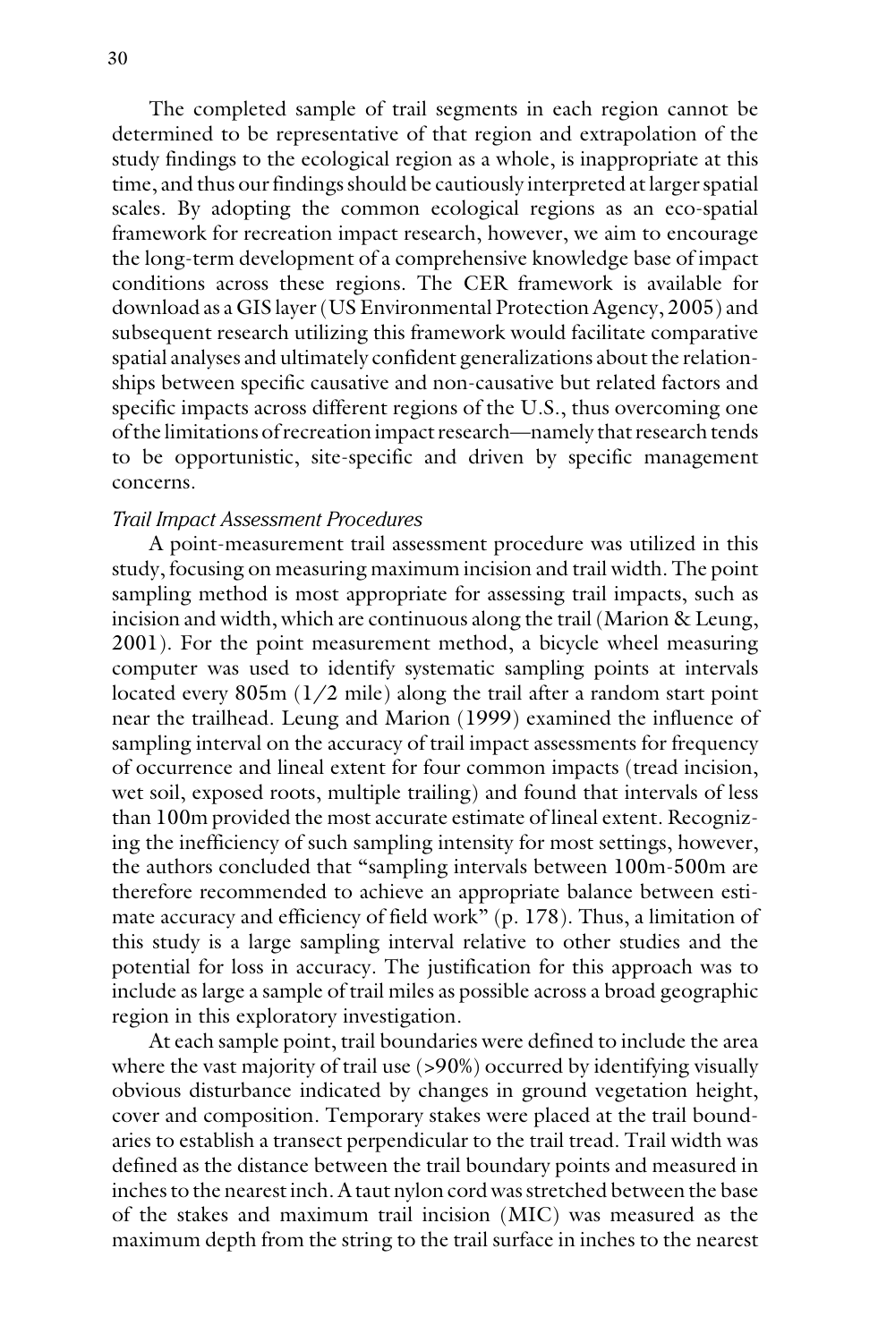The completed sample of trail segments in each region cannot be determined to be representative of that region and extrapolation of the study findings to the ecological region as a whole, is inappropriate at this time, and thus our findings should be cautiously interpreted at larger spatial scales. By adopting the common ecological regions as an eco-spatial framework for recreation impact research, however, we aim to encourage the long-term development of a comprehensive knowledge base of impact conditions across these regions. The CER framework is available for download as a GIS layer (US Environmental Protection Agency, 2005) and subsequent research utilizing this framework would facilitate comparative spatial analyses and ultimately confident generalizations about the relationships between specific causative and non-causative but related factors and specific impacts across different regions of the U.S., thus overcoming one of the limitations of recreation impact research—namely that research tends to be opportunistic, site-specific and driven by specific management concerns.

### *Trail Impact Assessment Procedures*

A point-measurement trail assessment procedure was utilized in this study, focusing on measuring maximum incision and trail width. The point sampling method is most appropriate for assessing trail impacts, such as incision and width, which are continuous along the trail (Marion & Leung, 2001). For the point measurement method, a bicycle wheel measuring computer was used to identify systematic sampling points at intervals located every 805m (1/2 mile) along the trail after a random start point near the trailhead. Leung and Marion (1999) examined the influence of sampling interval on the accuracy of trail impact assessments for frequency of occurrence and lineal extent for four common impacts (tread incision, wet soil, exposed roots, multiple trailing) and found that intervals of less than 100m provided the most accurate estimate of lineal extent. Recognizing the inefficiency of such sampling intensity for most settings, however, the authors concluded that "sampling intervals between 100m-500m are therefore recommended to achieve an appropriate balance between estimate accuracy and efficiency of field work" (p. 178). Thus, a limitation of this study is a large sampling interval relative to other studies and the potential for loss in accuracy. The justification for this approach was to include as large a sample of trail miles as possible across a broad geographic region in this exploratory investigation.

At each sample point, trail boundaries were defined to include the area where the vast majority of trail use (>90%) occurred by identifying visually obvious disturbance indicated by changes in ground vegetation height, cover and composition. Temporary stakes were placed at the trail boundaries to establish a transect perpendicular to the trail tread. Trail width was defined as the distance between the trail boundary points and measured in inches to the nearest inch. A taut nylon cord was stretched between the base of the stakes and maximum trail incision (MIC) was measured as the maximum depth from the string to the trail surface in inches to the nearest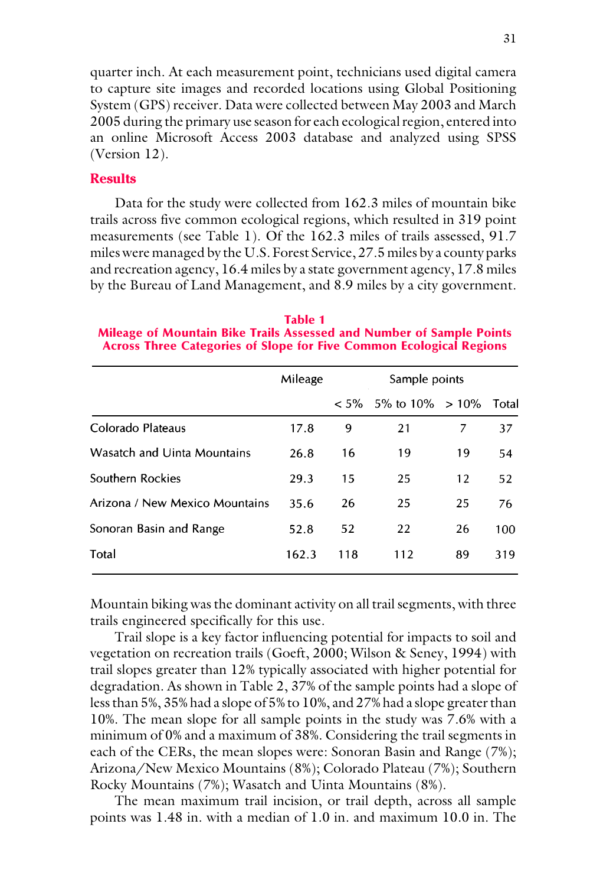quarter inch. At each measurement point, technicians used digital camera to capture site images and recorded locations using Global Positioning System (GPS) receiver. Data were collected between May 2003 and March 2005 during the primary use season for each ecological region, entered into an online Microsoft Access 2003 database and analyzed using SPSS (Version 12).

## Results

Data for the study were collected from 162.3 miles of mountain bike trails across five common ecological regions, which resulted in 319 point measurements (see Table 1). Of the 162.3 miles of trails assessed, 91.7 miles were managed by the U.S. Forest Service, 27.5 miles by a county parks and recreation agency, 16.4 miles by a state government agency, 17.8 miles by the Bureau of Land Management, and 8.9 miles by a city government.

**Table 1**
**Mileage of Mountain Bike Trails Assessed and Number of Sample Points Across Three Categories of Slope for Five Common Ecological Regions**

| | Mileage | Sample points | | | |
|---|---|---|---|---|---|
| | | < 5% | 5% to 10% | > 10% | Total |
| Colorado Plateaus | 17.8 | 9 | 21 | 7 | 37 |
| Wasatch and Uinta Mountains | 26.8 | 16 | 19 | 19 | 54 |
| Southern Rockies | 29.3 | 15 | 25 | 12 | 52 |
| Arizona / New Mexico Mountains | 35.6 | 26 | 25 | 25 | 76 |
| Sonoran Basin and Range | 52.8 | 52 | 22 | 26 | 100 |
| Total | 162.3 | 118 | 112 | 89 | 319 |

Mountain biking was the dominant activity on all trail segments, with three trails engineered specifically for this use.

Trail slope is a key factor influencing potential for impacts to soil and vegetation on recreation trails (Goeft, 2000; Wilson & Seney, 1994) with trail slopes greater than 12% typically associated with higher potential for degradation. As shown in Table 2, 37% of the sample points had a slope of less than 5%, 35% had a slope of 5% to 10%, and 27% had a slope greater than 10%. The mean slope for all sample points in the study was 7.6% with a minimum of 0% and a maximum of 38%. Considering the trail segments in each of the CERs, the mean slopes were: Sonoran Basin and Range (7%); Arizona/New Mexico Mountains (8%); Colorado Plateau (7%); Southern Rocky Mountains (7%); Wasatch and Uinta Mountains (8%).

The mean maximum trail incision, or trail depth, across all sample points was 1.48 in. with a median of 1.0 in. and maximum 10.0 in. The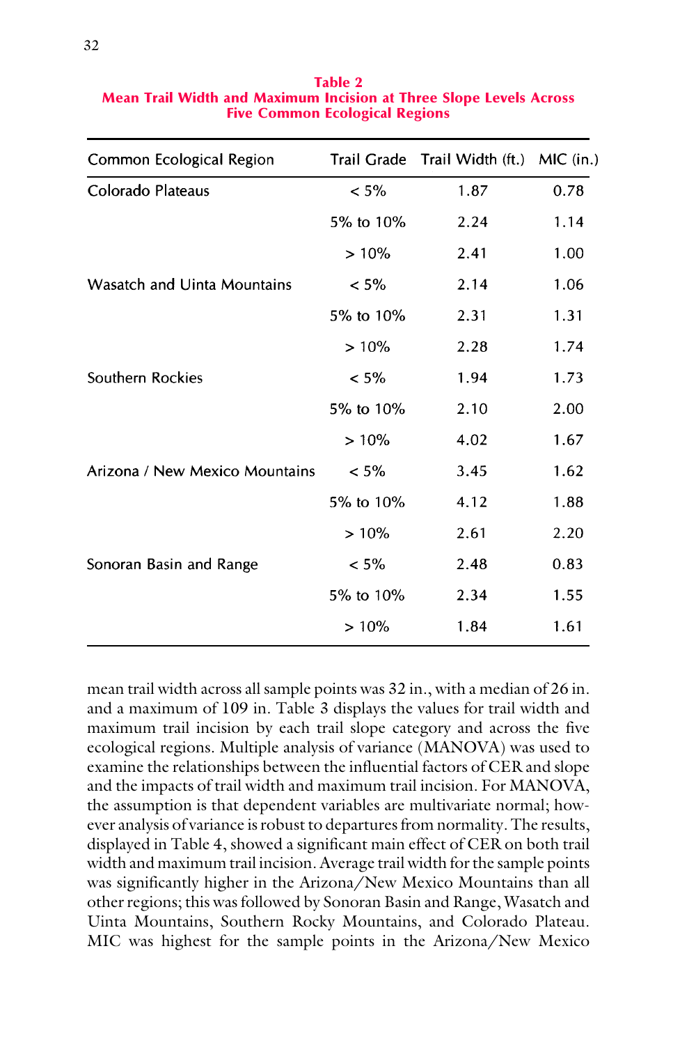**Table 2**
**Mean Trail Width and Maximum Incision at Three Slope Levels Across Five Common Ecological Regions**

| Common Ecological Region | Trail Grade | Trail Width (ft.) | MIC (in.) |
|---|---|---|---|
| Colorado Plateaus | < 5% | 1.87 | 0.78 |
| | 5% to 10% | 2.24 | 1.14 |
| | > 10% | 2.41 | 1.00 |
| Wasatch and Uinta Mountains | < 5% | 2.14 | 1.06 |
| | 5% to 10% | 2.31 | 1.31 |
| | > 10% | 2.28 | 1.74 |
| Southern Rockies | < 5% | 1.94 | 1.73 |
| | 5% to 10% | 2.10 | 2.00 |
| | > 10% | 4.02 | 1.67 |
| Arizona / New Mexico Mountains | < 5% | 3.45 | 1.62 |
| | 5% to 10% | 4.12 | 1.88 |
| | > 10% | 2.61 | 2.20 |
| Sonoran Basin and Range | < 5% | 2.48 | 0.83 |
| | 5% to 10% | 2.34 | 1.55 |
| | > 10% | 1.84 | 1.61 |

mean trail width across all sample points was 32 in., with a median of 26 in. and a maximum of 109 in. Table 3 displays the values for trail width and maximum trail incision by each trail slope category and across the five ecological regions. Multiple analysis of variance (MANOVA) was used to examine the relationships between the influential factors of CER and slope and the impacts of trail width and maximum trail incision. For MANOVA, the assumption is that dependent variables are multivariate normal; however analysis of variance is robust to departures from normality. The results, displayed in Table 4, showed a significant main effect of CER on both trail width and maximum trail incision. Average trail width for the sample points was significantly higher in the Arizona/New Mexico Mountains than all other regions; this was followed by Sonoran Basin and Range, Wasatch and Uinta Mountains, Southern Rocky Mountains, and Colorado Plateau. MIC was highest for the sample points in the Arizona/New Mexico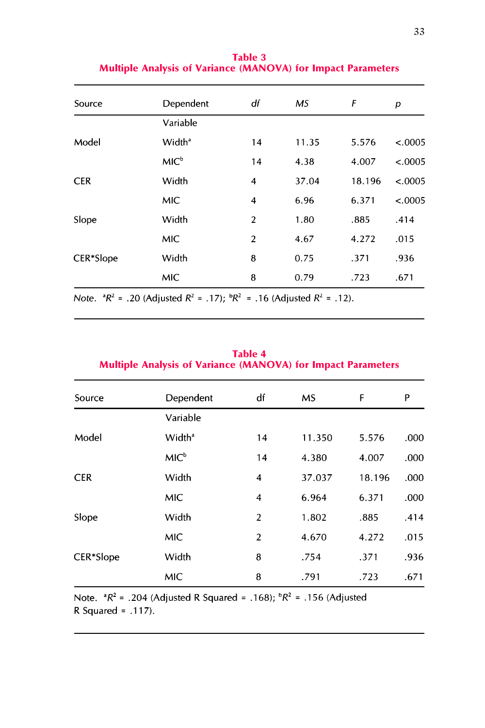**Table 3**
**Multiple Analysis of Variance (MANOVA) for Impact Parameters**

| Source | Dependent Variable | *df* | *MS* | *F* | *p* |
|---|---|---|---|---|---|
| Model | Width[a] | 14 | 11.35 | 5.576 | <.0005 |
| | MIC[b] | 14 | 4.38 | 4.007 | <.0005 |
| CER | Width | 4 | 37.04 | 18.196 | <.0005 |
| | MIC | 4 | 6.96 | 6.371 | <.0005 |
| Slope | Width | 2 | 1.80 | .885 | .414 |
| | MIC | 2 | 4.67 | 4.272 | .015 |
| CER*Slope | Width | 8 | 0.75 | .371 | .936 |
| | MIC | 8 | 0.79 | .723 | .671 |

*Note.* [a]$R^2$ = .20 (Adjusted $R^2$ = .17); [b]$R^2$ = .16 (Adjusted $R^2$ = .12).

**Table 4**
**Multiple Analysis of Variance (MANOVA) for Impact Parameters**

| Source | Dependent Variable | df | MS | F | P |
|---|---|---|---|---|---|
| Model | Width[a] | 14 | 11.350 | 5.576 | .000 |
| | MIC[b] | 14 | 4.380 | 4.007 | .000 |
| CER | Width | 4 | 37.037 | 18.196 | .000 |
| | MIC | 4 | 6.964 | 6.371 | .000 |
| Slope | Width | 2 | 1.802 | .885 | .414 |
| | MIC | 2 | 4.670 | 4.272 | .015 |
| CER*Slope | Width | 8 | .754 | .371 | .936 |
| | MIC | 8 | .791 | .723 | .671 |

Note. [a]$R^2$ = .204 (Adjusted R Squared = .168); [b]$R^2$ = .156 (Adjusted R Squared = .117).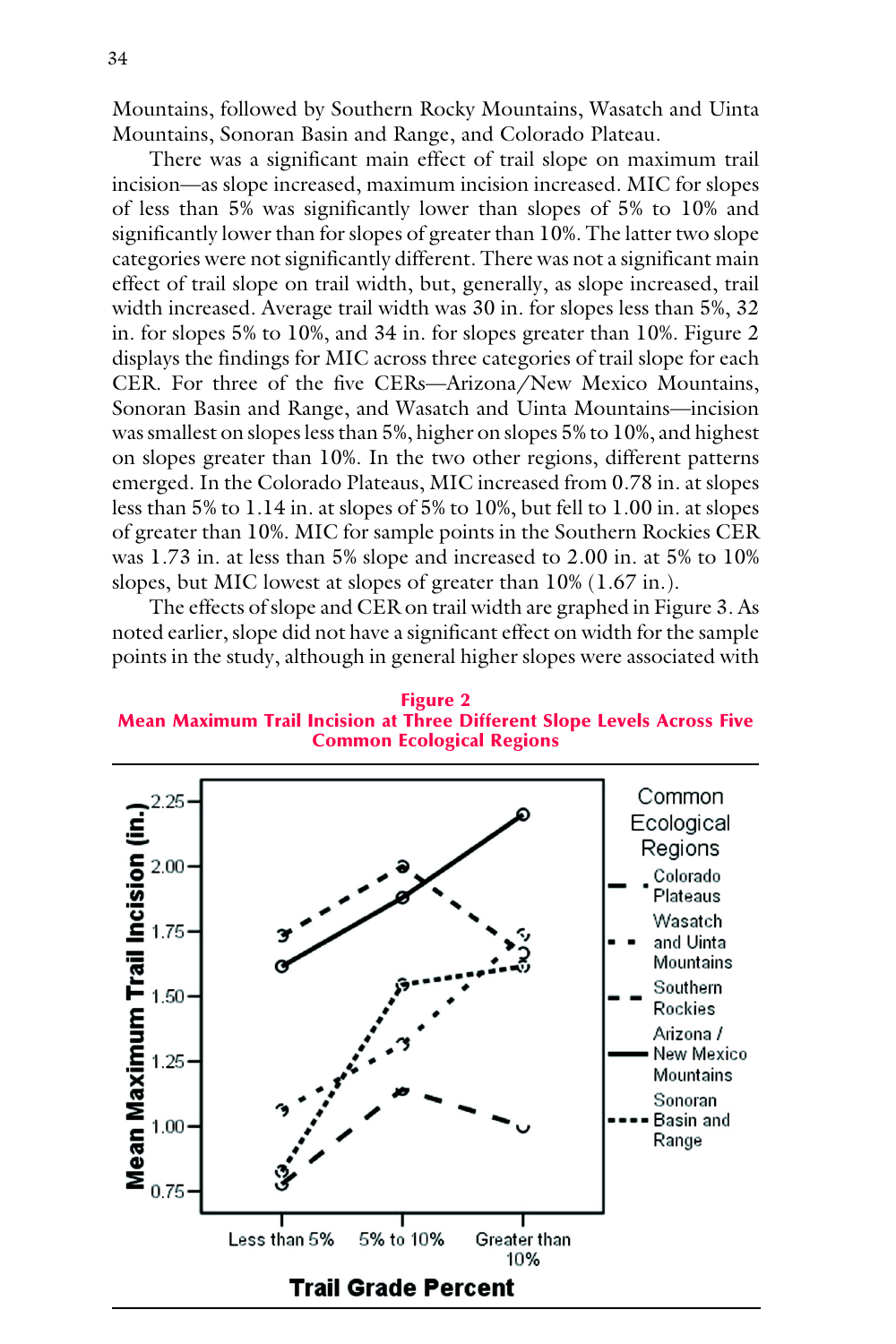Mountains, followed by Southern Rocky Mountains, Wasatch and Uinta Mountains, Sonoran Basin and Range, and Colorado Plateau.

There was a significant main effect of trail slope on maximum trail incision—as slope increased, maximum incision increased. MIC for slopes of less than 5% was significantly lower than slopes of 5% to 10% and significantly lower than for slopes of greater than 10%. The latter two slope categories were not significantly different. There was not a significant main effect of trail slope on trail width, but, generally, as slope increased, trail width increased. Average trail width was 30 in. for slopes less than 5%, 32 in. for slopes 5% to 10%, and 34 in. for slopes greater than 10%. Figure 2 displays the findings for MIC across three categories of trail slope for each CER. For three of the five CERs—Arizona/New Mexico Mountains, Sonoran Basin and Range, and Wasatch and Uinta Mountains—incision was smallest on slopes less than 5%, higher on slopes 5% to 10%, and highest on slopes greater than 10%. In the two other regions, different patterns emerged. In the Colorado Plateaus, MIC increased from 0.78 in. at slopes less than 5% to 1.14 in. at slopes of 5% to 10%, but fell to 1.00 in. at slopes of greater than 10%. MIC for sample points in the Southern Rockies CER was 1.73 in. at less than 5% slope and increased to 2.00 in. at 5% to 10% slopes, but MIC lowest at slopes of greater than 10% (1.67 in.).

The effects of slope and CER on trail width are graphed in Figure 3. As noted earlier, slope did not have a significant effect on width for the sample points in the study, although in general higher slopes were associated with

**Figure 2**
**Mean Maximum Trail Incision at Three Different Slope Levels Across Five Common Ecological Regions**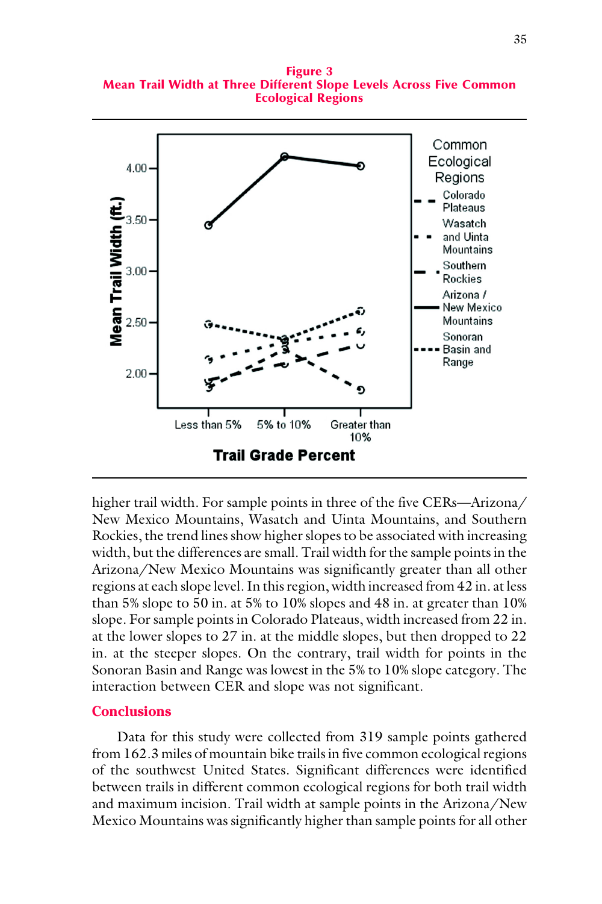**Figure 3**
**Mean Trail Width at Three Different Slope Levels Across Five Common Ecological Regions**

higher trail width. For sample points in three of the five CERs—Arizona/ New Mexico Mountains, Wasatch and Uinta Mountains, and Southern Rockies, the trend lines show higher slopes to be associated with increasing width, but the differences are small. Trail width for the sample points in the Arizona/New Mexico Mountains was significantly greater than all other regions at each slope level. In this region, width increased from 42 in. at less than 5% slope to 50 in. at 5% to 10% slopes and 48 in. at greater than 10% slope. For sample points in Colorado Plateaus, width increased from 22 in. at the lower slopes to 27 in. at the middle slopes, but then dropped to 22 in. at the steeper slopes. On the contrary, trail width for points in the Sonoran Basin and Range was lowest in the 5% to 10% slope category. The interaction between CER and slope was not significant.

## Conclusions

Data for this study were collected from 319 sample points gathered from 162.3 miles of mountain bike trails in five common ecological regions of the southwest United States. Significant differences were identified between trails in different common ecological regions for both trail width and maximum incision. Trail width at sample points in the Arizona/New Mexico Mountains was significantly higher than sample points for all other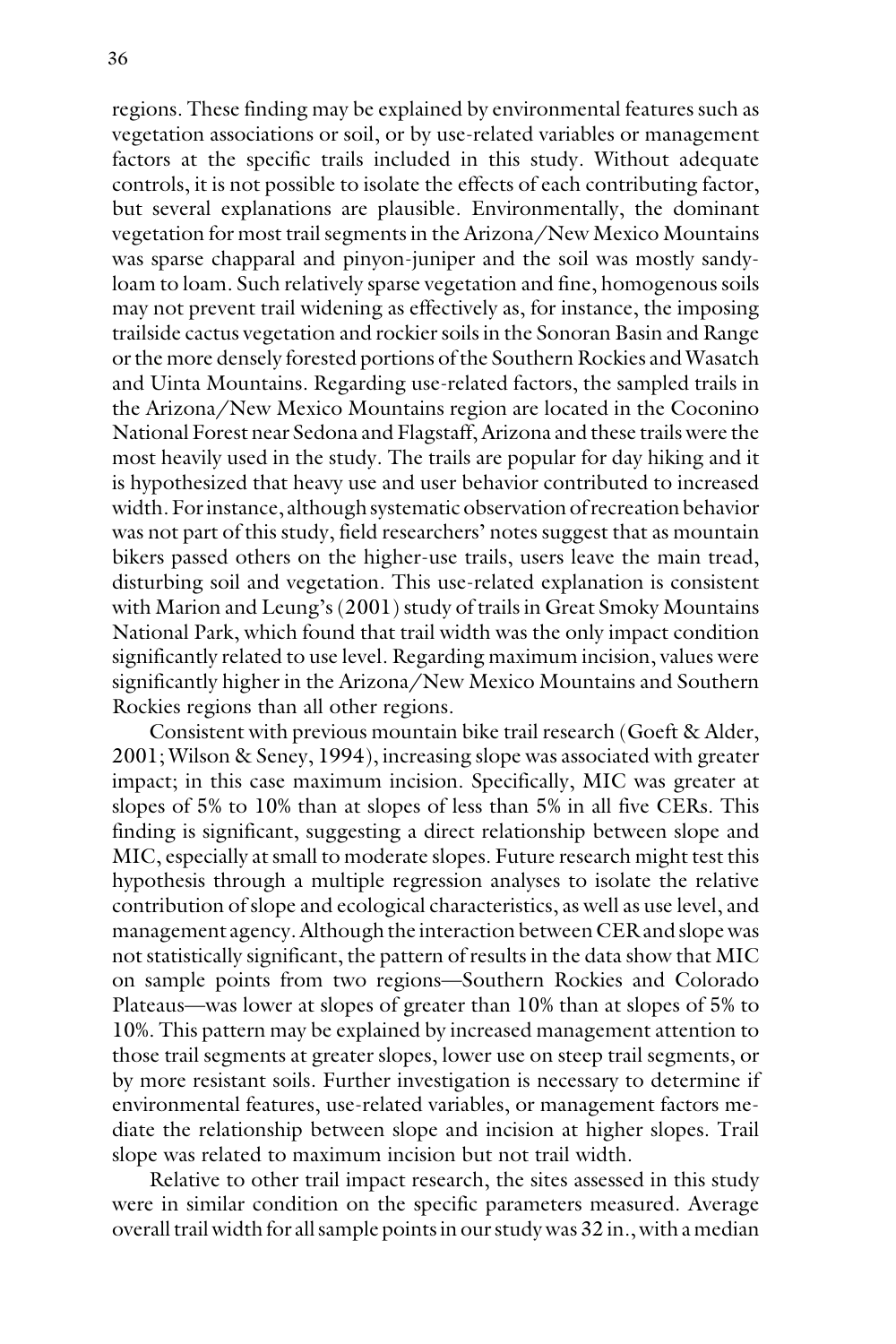regions. These finding may be explained by environmental features such as vegetation associations or soil, or by use-related variables or management factors at the specific trails included in this study. Without adequate controls, it is not possible to isolate the effects of each contributing factor, but several explanations are plausible. Environmentally, the dominant vegetation for most trail segments in the Arizona/New Mexico Mountains was sparse chapparal and pinyon-juniper and the soil was mostly sandy-loam to loam. Such relatively sparse vegetation and fine, homogenous soils may not prevent trail widening as effectively as, for instance, the imposing trailside cactus vegetation and rockier soils in the Sonoran Basin and Range or the more densely forested portions of the Southern Rockies and Wasatch and Uinta Mountains. Regarding use-related factors, the sampled trails in the Arizona/New Mexico Mountains region are located in the Coconino National Forest near Sedona and Flagstaff, Arizona and these trails were the most heavily used in the study. The trails are popular for day hiking and it is hypothesized that heavy use and user behavior contributed to increased width. For instance, although systematic observation of recreation behavior was not part of this study, field researchers' notes suggest that as mountain bikers passed others on the higher-use trails, users leave the main tread, disturbing soil and vegetation. This use-related explanation is consistent with Marion and Leung's (2001) study of trails in Great Smoky Mountains National Park, which found that trail width was the only impact condition significantly related to use level. Regarding maximum incision, values were significantly higher in the Arizona/New Mexico Mountains and Southern Rockies regions than all other regions.

Consistent with previous mountain bike trail research (Goeft & Alder, 2001; Wilson & Seney, 1994), increasing slope was associated with greater impact; in this case maximum incision. Specifically, MIC was greater at slopes of 5% to 10% than at slopes of less than 5% in all five CERs. This finding is significant, suggesting a direct relationship between slope and MIC, especially at small to moderate slopes. Future research might test this hypothesis through a multiple regression analyses to isolate the relative contribution of slope and ecological characteristics, as well as use level, and management agency. Although the interaction between CER and slope was not statistically significant, the pattern of results in the data show that MIC on sample points from two regions—Southern Rockies and Colorado Plateaus—was lower at slopes of greater than 10% than at slopes of 5% to 10%. This pattern may be explained by increased management attention to those trail segments at greater slopes, lower use on steep trail segments, or by more resistant soils. Further investigation is necessary to determine if environmental features, use-related variables, or management factors mediate the relationship between slope and incision at higher slopes. Trail slope was related to maximum incision but not trail width.

Relative to other trail impact research, the sites assessed in this study were in similar condition on the specific parameters measured. Average overall trail width for all sample points in our study was 32 in., with a median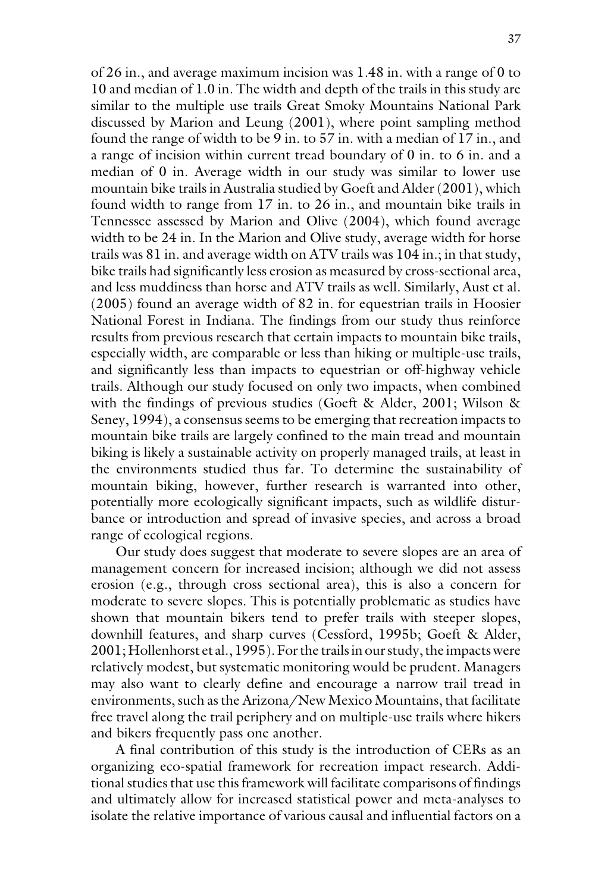of 26 in., and average maximum incision was 1.48 in. with a range of 0 to 10 and median of 1.0 in. The width and depth of the trails in this study are similar to the multiple use trails Great Smoky Mountains National Park discussed by Marion and Leung (2001), where point sampling method found the range of width to be 9 in. to 57 in. with a median of 17 in., and a range of incision within current tread boundary of 0 in. to 6 in. and a median of 0 in. Average width in our study was similar to lower use mountain bike trails in Australia studied by Goeft and Alder (2001), which found width to range from 17 in. to 26 in., and mountain bike trails in Tennessee assessed by Marion and Olive (2004), which found average width to be 24 in. In the Marion and Olive study, average width for horse trails was 81 in. and average width on ATV trails was 104 in.; in that study, bike trails had significantly less erosion as measured by cross-sectional area, and less muddiness than horse and ATV trails as well. Similarly, Aust et al. (2005) found an average width of 82 in. for equestrian trails in Hoosier National Forest in Indiana. The findings from our study thus reinforce results from previous research that certain impacts to mountain bike trails, especially width, are comparable or less than hiking or multiple-use trails, and significantly less than impacts to equestrian or off-highway vehicle trails. Although our study focused on only two impacts, when combined with the findings of previous studies (Goeft & Alder, 2001; Wilson & Seney, 1994), a consensus seems to be emerging that recreation impacts to mountain bike trails are largely confined to the main tread and mountain biking is likely a sustainable activity on properly managed trails, at least in the environments studied thus far. To determine the sustainability of mountain biking, however, further research is warranted into other, potentially more ecologically significant impacts, such as wildlife disturbance or introduction and spread of invasive species, and across a broad range of ecological regions.

Our study does suggest that moderate to severe slopes are an area of management concern for increased incision; although we did not assess erosion (e.g., through cross sectional area), this is also a concern for moderate to severe slopes. This is potentially problematic as studies have shown that mountain bikers tend to prefer trails with steeper slopes, downhill features, and sharp curves (Cessford, 1995b; Goeft & Alder, 2001; Hollenhorst et al., 1995). For the trails in our study, the impacts were relatively modest, but systematic monitoring would be prudent. Managers may also want to clearly define and encourage a narrow trail tread in environments, such as the Arizona/New Mexico Mountains, that facilitate free travel along the trail periphery and on multiple-use trails where hikers and bikers frequently pass one another.

A final contribution of this study is the introduction of CERs as an organizing eco-spatial framework for recreation impact research. Additional studies that use this framework will facilitate comparisons of findings and ultimately allow for increased statistical power and meta-analyses to isolate the relative importance of various causal and influential factors on a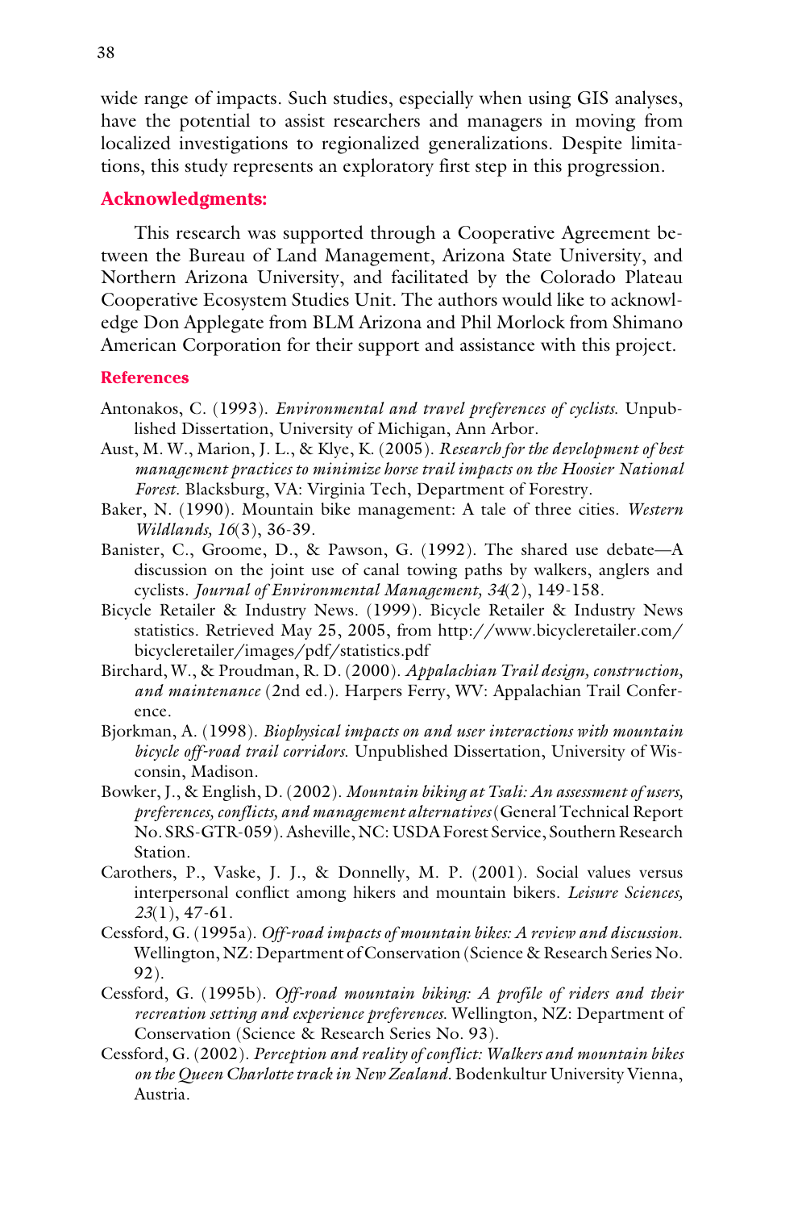wide range of impacts. Such studies, especially when using GIS analyses, have the potential to assist researchers and managers in moving from localized investigations to regionalized generalizations. Despite limitations, this study represents an exploratory first step in this progression.

## Acknowledgments:

This research was supported through a Cooperative Agreement between the Bureau of Land Management, Arizona State University, and Northern Arizona University, and facilitated by the Colorado Plateau Cooperative Ecosystem Studies Unit. The authors would like to acknowledge Don Applegate from BLM Arizona and Phil Morlock from Shimano American Corporation for their support and assistance with this project.

## References

Antonakos, C. (1993). *Environmental and travel preferences of cyclists.* Unpublished Dissertation, University of Michigan, Ann Arbor.

Aust, M. W., Marion, J. L., & Klye, K. (2005). *Research for the development of best management practices to minimize horse trail impacts on the Hoosier National Forest.* Blacksburg, VA: Virginia Tech, Department of Forestry.

Baker, N. (1990). Mountain bike management: A tale of three cities. *Western Wildlands, 16*(3), 36-39.

Banister, C., Groome, D., & Pawson, G. (1992). The shared use debate—A discussion on the joint use of canal towing paths by walkers, anglers and cyclists. *Journal of Environmental Management, 34*(2), 149-158.

Bicycle Retailer & Industry News. (1999). Bicycle Retailer & Industry News statistics. Retrieved May 25, 2005, from http://www.bicycleretailer.com/bicycleretailer/images/pdf/statistics.pdf

Birchard, W., & Proudman, R. D. (2000). *Appalachian Trail design, construction, and maintenance* (2nd ed.). Harpers Ferry, WV: Appalachian Trail Conference.

Bjorkman, A. (1998). *Biophysical impacts on and user interactions with mountain bicycle off-road trail corridors.* Unpublished Dissertation, University of Wisconsin, Madison.

Bowker, J., & English, D. (2002). *Mountain biking at Tsali: An assessment of users, preferences, conflicts, and management alternatives* (General Technical Report No. SRS-GTR-059). Asheville, NC: USDA Forest Service, Southern Research Station.

Carothers, P., Vaske, J. J., & Donnelly, M. P. (2001). Social values versus interpersonal conflict among hikers and mountain bikers. *Leisure Sciences, 23*(1), 47-61.

Cessford, G. (1995a). *Off-road impacts of mountain bikes: A review and discussion.* Wellington, NZ: Department of Conservation (Science & Research Series No. 92).

Cessford, G. (1995b). *Off-road mountain biking: A profile of riders and their recreation setting and experience preferences.* Wellington, NZ: Department of Conservation (Science & Research Series No. 93).

Cessford, G. (2002). *Perception and reality of conflict: Walkers and mountain bikes on the Queen Charlotte track in New Zealand.* Bodenkultur University Vienna, Austria.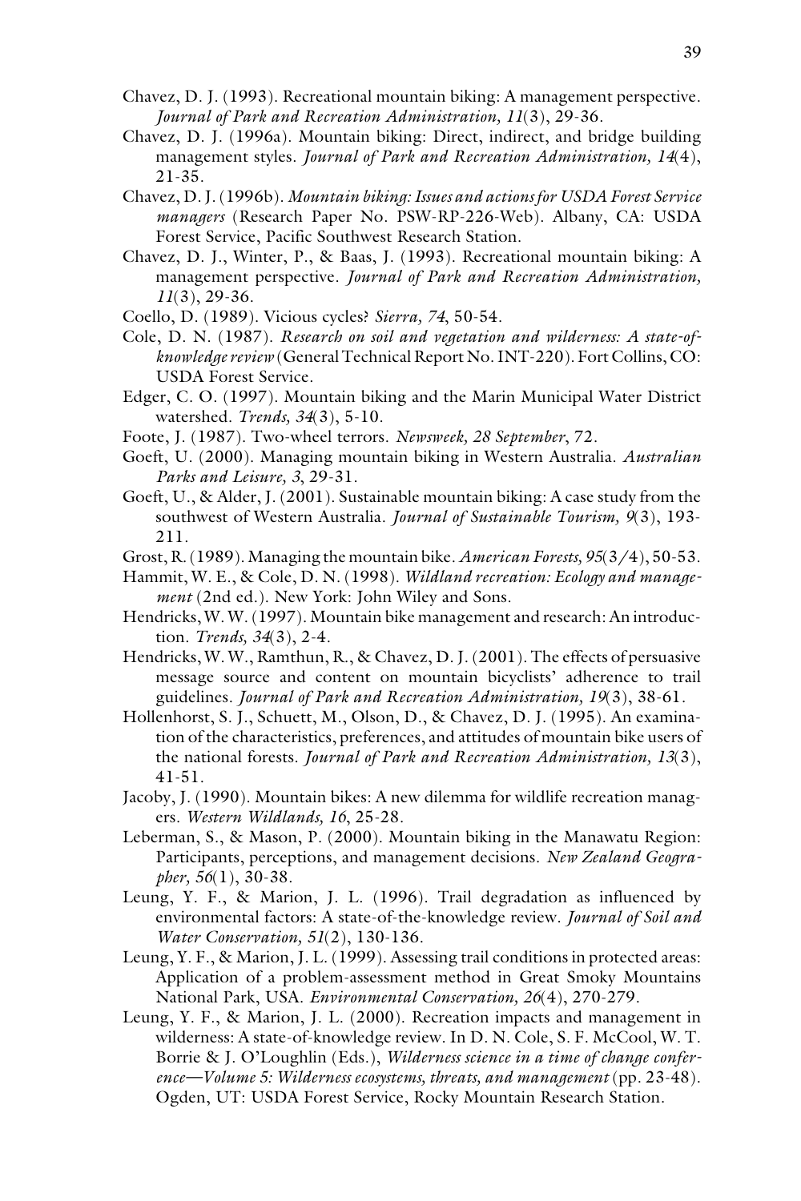Chavez, D. J. (1993). Recreational mountain biking: A management perspective. *Journal of Park and Recreation Administration, 11*(3), 29-36.

Chavez, D. J. (1996a). Mountain biking: Direct, indirect, and bridge building management styles. *Journal of Park and Recreation Administration, 14*(4), 21-35.

Chavez, D. J. (1996b). *Mountain biking: Issues and actions for USDA Forest Service managers* (Research Paper No. PSW-RP-226-Web). Albany, CA: USDA Forest Service, Pacific Southwest Research Station.

Chavez, D. J., Winter, P., & Baas, J. (1993). Recreational mountain biking: A management perspective. *Journal of Park and Recreation Administration, 11*(3), 29-36.

Coello, D. (1989). Vicious cycles? *Sierra, 74*, 50-54.

Cole, D. N. (1987). *Research on soil and vegetation and wilderness: A state-of-knowledge review* (General Technical Report No. INT-220). Fort Collins, CO: USDA Forest Service.

Edger, C. O. (1997). Mountain biking and the Marin Municipal Water District watershed. *Trends, 34*(3), 5-10.

Foote, J. (1987). Two-wheel terrors. *Newsweek, 28 September*, 72.

Goeft, U. (2000). Managing mountain biking in Western Australia. *Australian Parks and Leisure, 3*, 29-31.

Goeft, U., & Alder, J. (2001). Sustainable mountain biking: A case study from the southwest of Western Australia. *Journal of Sustainable Tourism, 9*(3), 193-211.

Grost, R. (1989). Managing the mountain bike. *American Forests, 95*(3/4), 50-53.

Hammit, W. E., & Cole, D. N. (1998). *Wildland recreation: Ecology and management* (2nd ed.). New York: John Wiley and Sons.

Hendricks, W. W. (1997). Mountain bike management and research: An introduction. *Trends, 34*(3), 2-4.

Hendricks, W. W., Ramthun, R., & Chavez, D. J. (2001). The effects of persuasive message source and content on mountain bicyclists' adherence to trail guidelines. *Journal of Park and Recreation Administration, 19*(3), 38-61.

Hollenhorst, S. J., Schuett, M., Olson, D., & Chavez, D. J. (1995). An examination of the characteristics, preferences, and attitudes of mountain bike users of the national forests. *Journal of Park and Recreation Administration, 13*(3), 41-51.

Jacoby, J. (1990). Mountain bikes: A new dilemma for wildlife recreation managers. *Western Wildlands, 16*, 25-28.

Leberman, S., & Mason, P. (2000). Mountain biking in the Manawatu Region: Participants, perceptions, and management decisions. *New Zealand Geographer, 56*(1), 30-38.

Leung, Y. F., & Marion, J. L. (1996). Trail degradation as influenced by environmental factors: A state-of-the-knowledge review. *Journal of Soil and Water Conservation, 51*(2), 130-136.

Leung, Y. F., & Marion, J. L. (1999). Assessing trail conditions in protected areas: Application of a problem-assessment method in Great Smoky Mountains National Park, USA. *Environmental Conservation, 26*(4), 270-279.

Leung, Y. F., & Marion, J. L. (2000). Recreation impacts and management in wilderness: A state-of-knowledge review. In D. N. Cole, S. F. McCool, W. T. Borrie & J. O'Loughlin (Eds.), *Wilderness science in a time of change conference—Volume 5: Wilderness ecosystems, threats, and management* (pp. 23-48). Ogden, UT: USDA Forest Service, Rocky Mountain Research Station.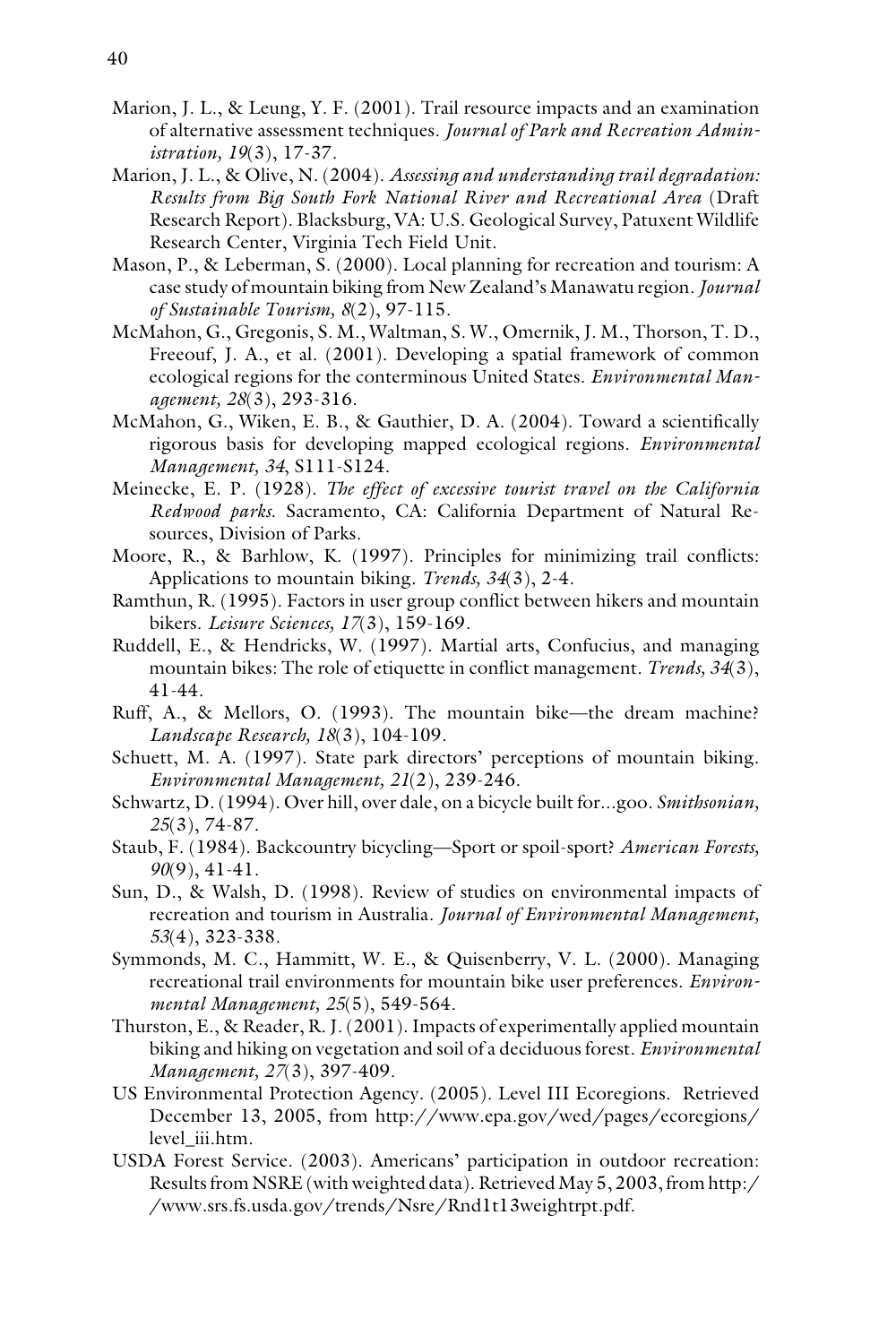Marion, J. L., & Leung, Y. F. (2001). Trail resource impacts and an examination of alternative assessment techniques. *Journal of Park and Recreation Administration, 19*(3), 17-37.

Marion, J. L., & Olive, N. (2004). *Assessing and understanding trail degradation: Results from Big South Fork National River and Recreational Area* (Draft Research Report). Blacksburg, VA: U.S. Geological Survey, Patuxent Wildlife Research Center, Virginia Tech Field Unit.

Mason, P., & Leberman, S. (2000). Local planning for recreation and tourism: A case study of mountain biking from New Zealand's Manawatu region. *Journal of Sustainable Tourism, 8*(2), 97-115.

McMahon, G., Gregonis, S. M., Waltman, S. W., Omernik, J. M., Thorson, T. D., Freeouf, J. A., et al. (2001). Developing a spatial framework of common ecological regions for the conterminous United States. *Environmental Management, 28*(3), 293-316.

McMahon, G., Wiken, E. B., & Gauthier, D. A. (2004). Toward a scientifically rigorous basis for developing mapped ecological regions. *Environmental Management, 34*, S111-S124.

Meinecke, E. P. (1928). *The effect of excessive tourist travel on the California Redwood parks.* Sacramento, CA: California Department of Natural Resources, Division of Parks.

Moore, R., & Barhlow, K. (1997). Principles for minimizing trail conflicts: Applications to mountain biking. *Trends, 34*(3), 2-4.

Ramthun, R. (1995). Factors in user group conflict between hikers and mountain bikers. *Leisure Sciences, 17*(3), 159-169.

Ruddell, E., & Hendricks, W. (1997). Martial arts, Confucius, and managing mountain bikes: The role of etiquette in conflict management. *Trends, 34*(3), 41-44.

Ruff, A., & Mellors, O. (1993). The mountain bike—the dream machine? *Landscape Research, 18*(3), 104-109.

Schuett, M. A. (1997). State park directors' perceptions of mountain biking. *Environmental Management, 21*(2), 239-246.

Schwartz, D. (1994). Over hill, over dale, on a bicycle built for...goo. *Smithsonian, 25*(3), 74-87.

Staub, F. (1984). Backcountry bicycling—Sport or spoil-sport? *American Forests, 90*(9), 41-41.

Sun, D., & Walsh, D. (1998). Review of studies on environmental impacts of recreation and tourism in Australia. *Journal of Environmental Management, 53*(4), 323-338.

Symmonds, M. C., Hammitt, W. E., & Quisenberry, V. L. (2000). Managing recreational trail environments for mountain bike user preferences. *Environmental Management, 25*(5), 549-564.

Thurston, E., & Reader, R. J. (2001). Impacts of experimentally applied mountain biking and hiking on vegetation and soil of a deciduous forest. *Environmental Management, 27*(3), 397-409.

US Environmental Protection Agency. (2005). Level III Ecoregions. Retrieved December 13, 2005, from http://www.epa.gov/wed/pages/ecoregions/level_iii.htm.

USDA Forest Service. (2003). Americans' participation in outdoor recreation: Results from NSRE (with weighted data). Retrieved May 5, 2003, from http://www.srs.fs.usda.gov/trends/Nsre/Rnd1t13weightrpt.pdf.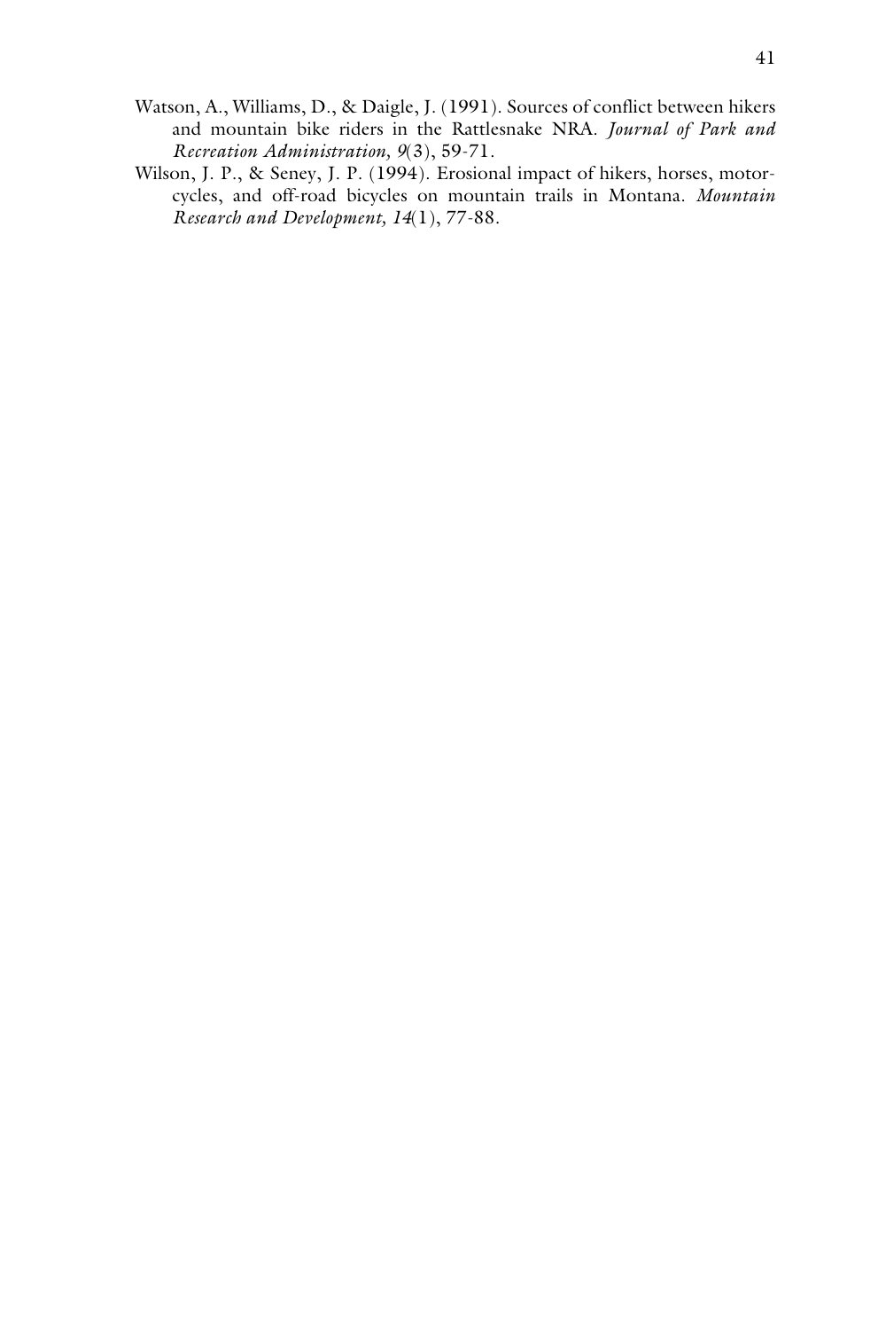Watson, A., Williams, D., & Daigle, J. (1991). Sources of conflict between hikers and mountain bike riders in the Rattlesnake NRA. *Journal of Park and Recreation Administration, 9*(3), 59-71.

Wilson, J. P., & Seney, J. P. (1994). Erosional impact of hikers, horses, motorcycles, and off-road bicycles on mountain trails in Montana. *Mountain Research and Development, 14*(1), 77-88.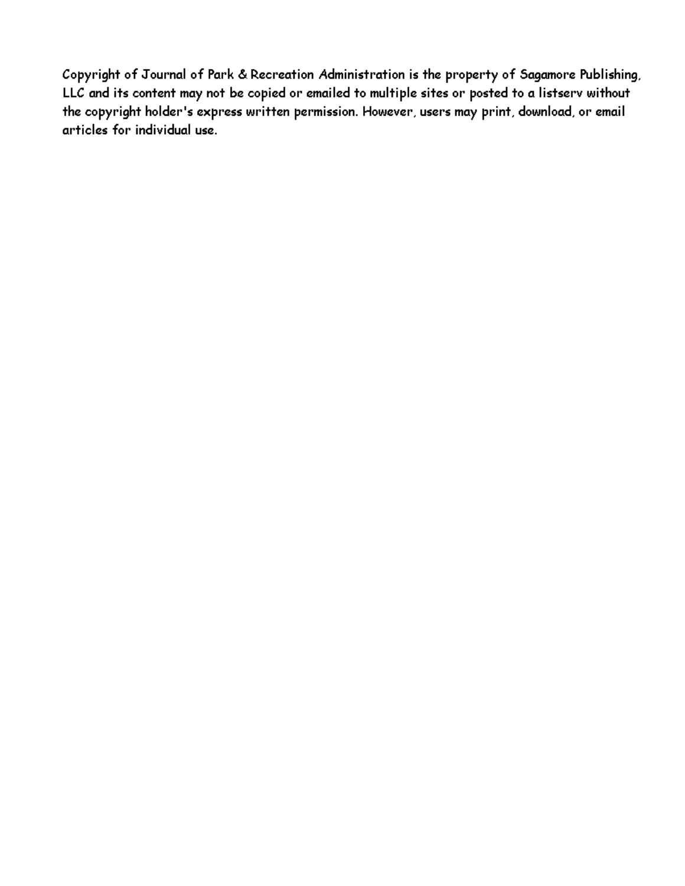Copyright of Journal of Park & Recreation Administration is the property of Sagamore Publishing, LLC and its content may not be copied or emailed to multiple sites or posted to a listserv without the copyright holder's express written permission. However, users may print, download, or email articles for individual use.